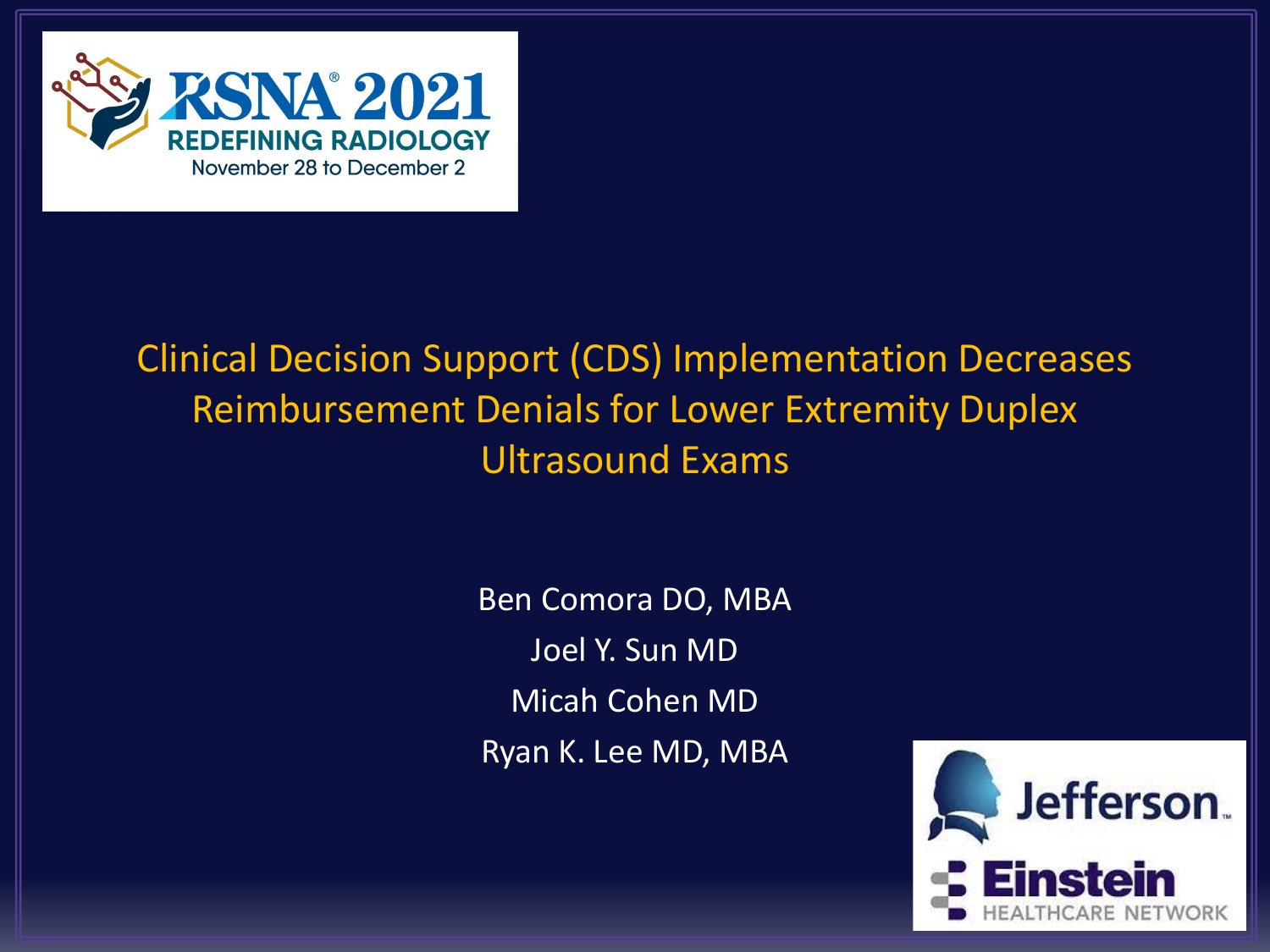RSNA® 2021
REDEFINING RADIOLOGY
November 28 to December 2

# Clinical Decision Support (CDS) Implementation Decreases Reimbursement Denials for Lower Extremity Duplex Ultrasound Exams

Ben Comora DO, MBA

Joel Y. Sun MD

Micah Cohen MD

Ryan K. Lee MD, MBA

Jefferson

Einstein HEALTHCARE NETWORK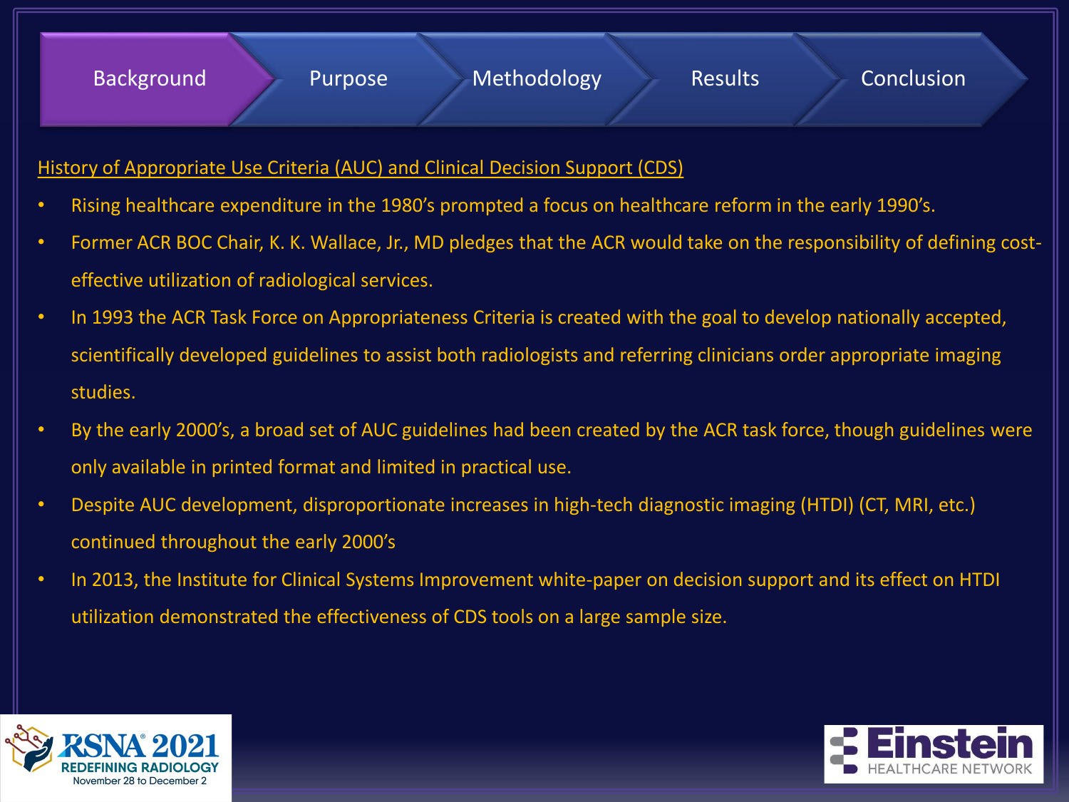Background | Purpose | Methodology | Results | Conclusion

## History of Appropriate Use Criteria (AUC) and Clinical Decision Support (CDS)

- Rising healthcare expenditure in the 1980's prompted a focus on healthcare reform in the early 1990's.
- Former ACR BOC Chair, K. K. Wallace, Jr., MD pledges that the ACR would take on the responsibility of defining cost-effective utilization of radiological services.
- In 1993 the ACR Task Force on Appropriateness Criteria is created with the goal to develop nationally accepted, scientifically developed guidelines to assist both radiologists and referring clinicians order appropriate imaging studies.
- By the early 2000's, a broad set of AUC guidelines had been created by the ACR task force, though guidelines were only available in printed format and limited in practical use.
- Despite AUC development, disproportionate increases in high-tech diagnostic imaging (HTDI) (CT, MRI, etc.) continued throughout the early 2000's
- In 2013, the Institute for Clinical Systems Improvement white-paper on decision support and its effect on HTDI utilization demonstrated the effectiveness of CDS tools on a large sample size.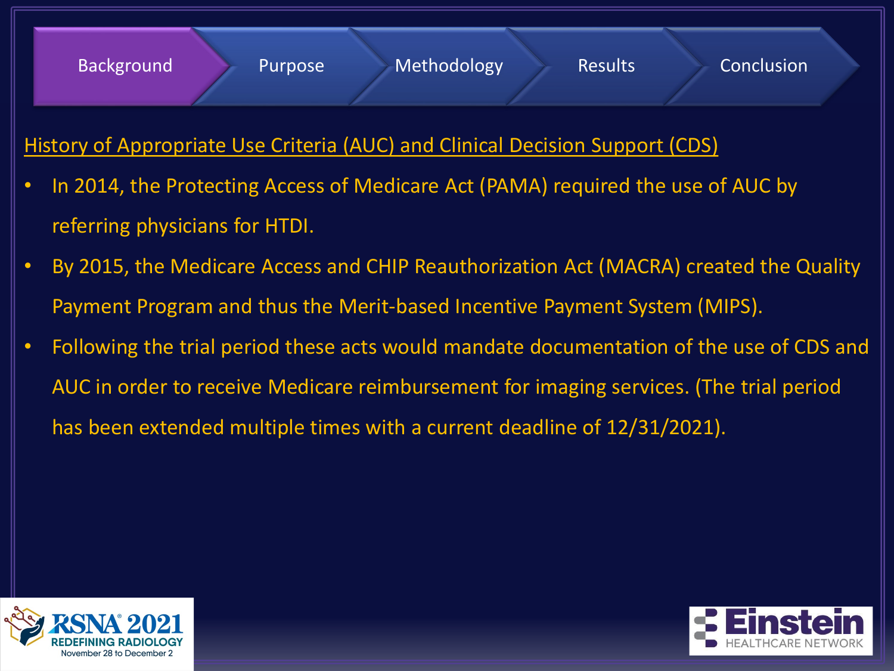Background | Purpose | Methodology | Results | Conclusion

## History of Appropriate Use Criteria (AUC) and Clinical Decision Support (CDS)

- In 2014, the Protecting Access of Medicare Act (PAMA) required the use of AUC by referring physicians for HTDI.
- By 2015, the Medicare Access and CHIP Reauthorization Act (MACRA) created the Quality Payment Program and thus the Merit-based Incentive Payment System (MIPS).
- Following the trial period these acts would mandate documentation of the use of CDS and AUC in order to receive Medicare reimbursement for imaging services. (The trial period has been extended multiple times with a current deadline of 12/31/2021).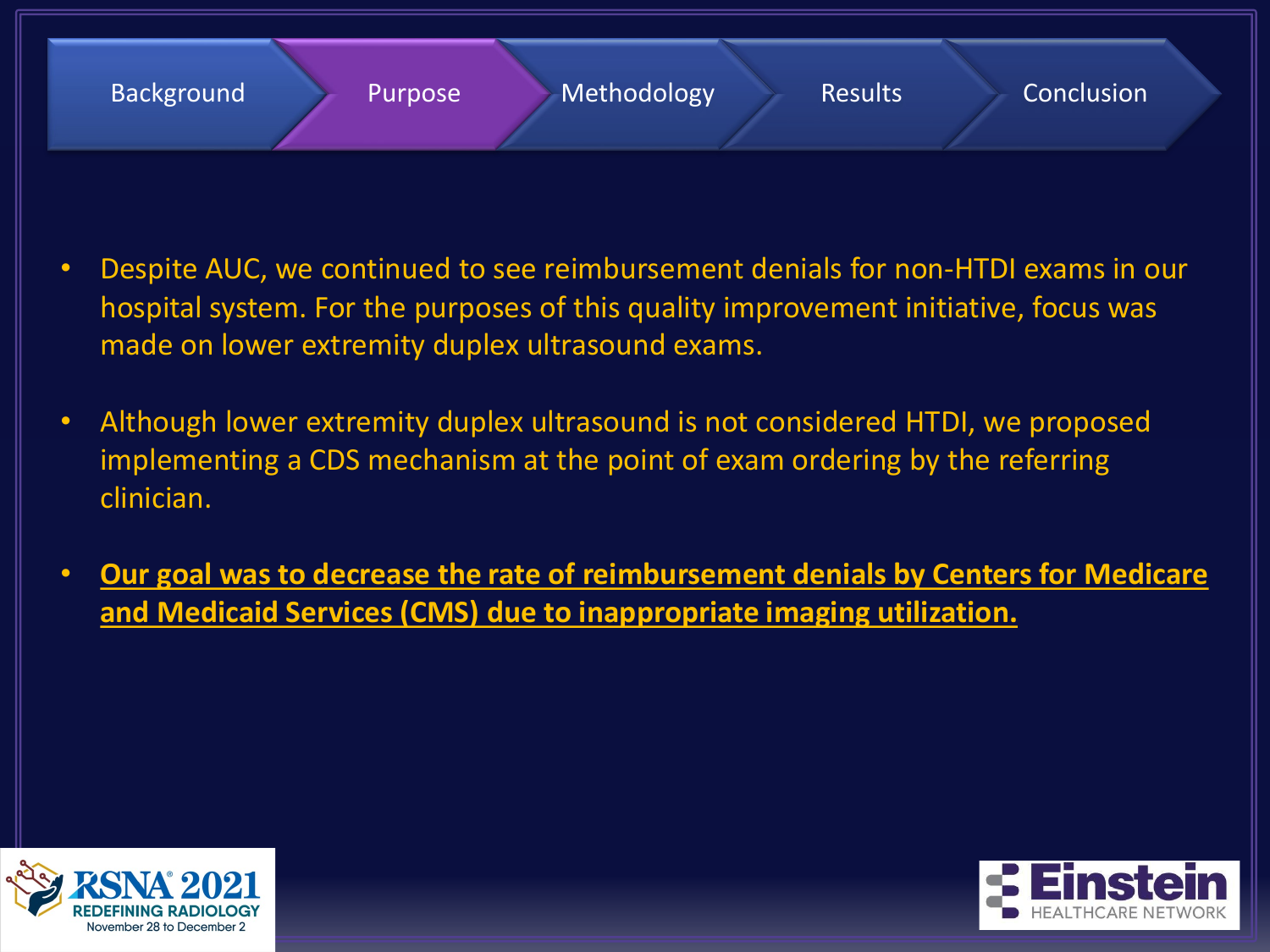Background | **Purpose** | Methodology | Results | Conclusion

- Despite AUC, we continued to see reimbursement denials for non-HTDI exams in our hospital system. For the purposes of this quality improvement initiative, focus was made on lower extremity duplex ultrasound exams.

- Although lower extremity duplex ultrasound is not considered HTDI, we proposed implementing a CDS mechanism at the point of exam ordering by the referring clinician.

- **Our goal was to decrease the rate of reimbursement denials by Centers for Medicare and Medicaid Services (CMS) due to inappropriate imaging utilization.**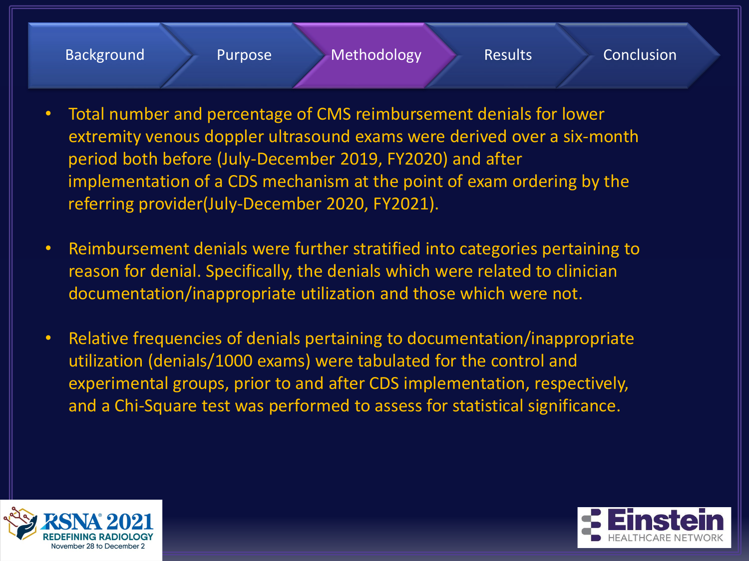Background | Purpose | **Methodology** | Results | Conclusion

- Total number and percentage of CMS reimbursement denials for lower extremity venous doppler ultrasound exams were derived over a six-month period both before (July-December 2019, FY2020) and after implementation of a CDS mechanism at the point of exam ordering by the referring provider(July-December 2020, FY2021).

- Reimbursement denials were further stratified into categories pertaining to reason for denial. Specifically, the denials which were related to clinician documentation/inappropriate utilization and those which were not.

- Relative frequencies of denials pertaining to documentation/inappropriate utilization (denials/1000 exams) were tabulated for the control and experimental groups, prior to and after CDS implementation, respectively, and a Chi-Square test was performed to assess for statistical significance.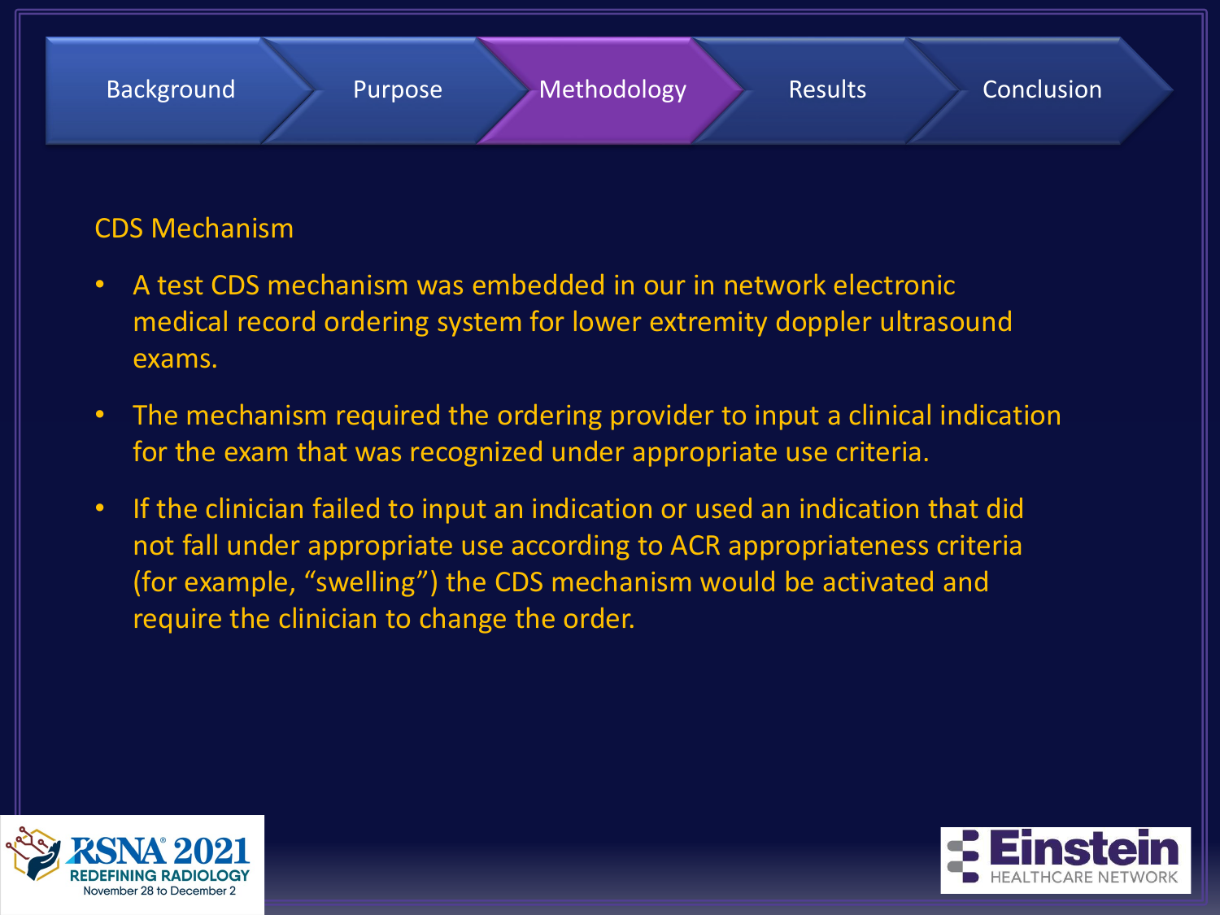Background | Purpose | Methodology | Results | Conclusion

## CDS Mechanism

- A test CDS mechanism was embedded in our in network electronic medical record ordering system for lower extremity doppler ultrasound exams.
- The mechanism required the ordering provider to input a clinical indication for the exam that was recognized under appropriate use criteria.
- If the clinician failed to input an indication or used an indication that did not fall under appropriate use according to ACR appropriateness criteria (for example, “swelling”) the CDS mechanism would be activated and require the clinician to change the order.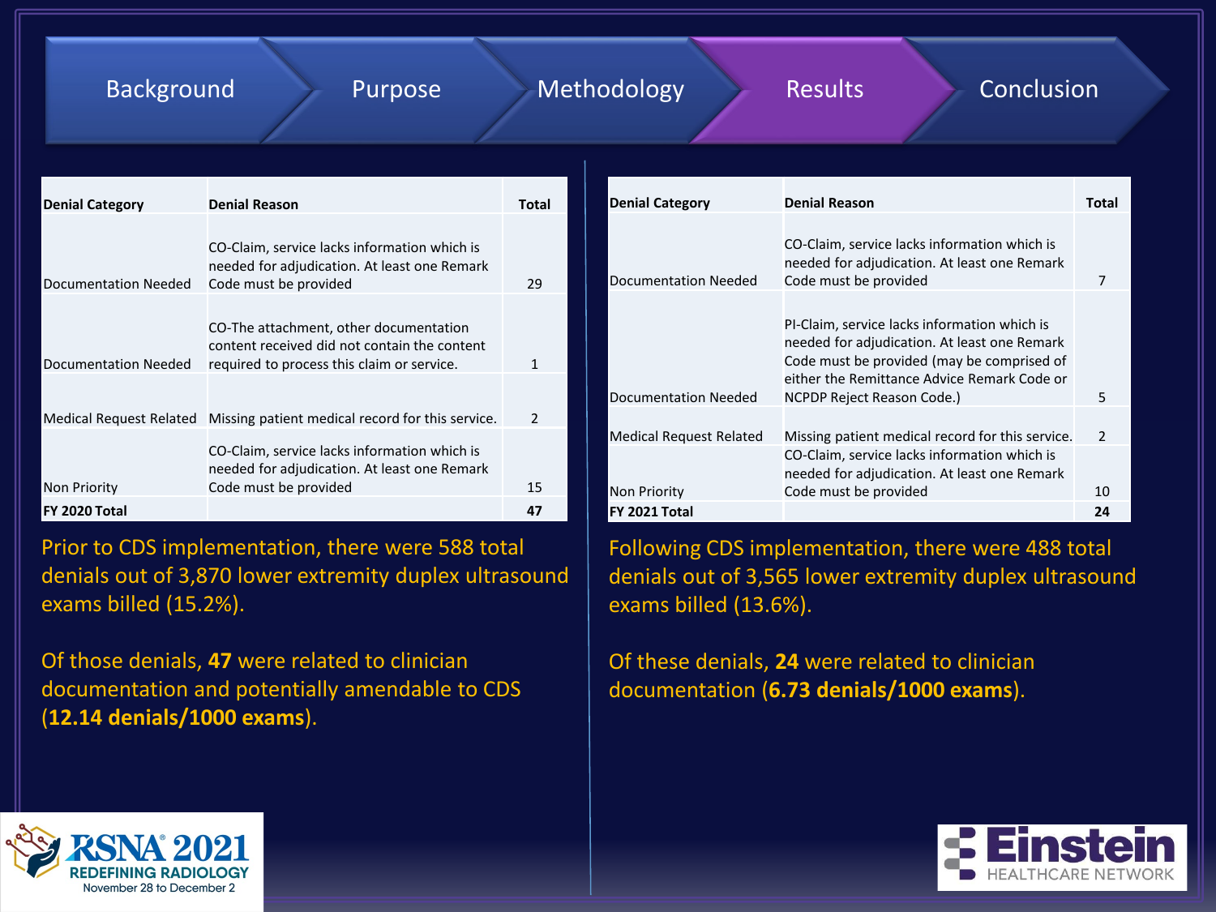Background | Purpose | Methodology | **Results** | Conclusion

| Denial Category | Denial Reason | Total |
|---|---|---|
| Documentation Needed | CO-Claim, service lacks information which is needed for adjudication. At least one Remark Code must be provided | 29 |
| Documentation Needed | CO-The attachment, other documentation content received did not contain the content required to process this claim or service. | 1 |
| Medical Request Related | Missing patient medical record for this service. | 2 |
| Non Priority | CO-Claim, service lacks information which is needed for adjudication. At least one Remark Code must be provided | 15 |
| **FY 2020 Total** | | **47** |

Prior to CDS implementation, there were 588 total denials out of 3,870 lower extremity duplex ultrasound exams billed (15.2%).

Of those denials, **47** were related to clinician documentation and potentially amendable to CDS (**12.14 denials/1000 exams**).

| Denial Category | Denial Reason | Total |
|---|---|---|
| Documentation Needed | CO-Claim, service lacks information which is needed for adjudication. At least one Remark Code must be provided | 7 |
| Documentation Needed | PI-Claim, service lacks information which is needed for adjudication. At least one Remark Code must be provided (may be comprised of either the Remittance Advice Remark Code or NCPDP Reject Reason Code.) | 5 |
| Medical Request Related | Missing patient medical record for this service. | 2 |
| Non Priority | CO-Claim, service lacks information which is needed for adjudication. At least one Remark Code must be provided | 10 |
| **FY 2021 Total** | | **24** |

Following CDS implementation, there were 488 total denials out of 3,565 lower extremity duplex ultrasound exams billed (13.6%).

Of these denials, **24** were related to clinician documentation (**6.73 denials/1000 exams**).

RSNA® 2021 REDEFINING RADIOLOGY November 28 to December 2

Einstein HEALTHCARE NETWORK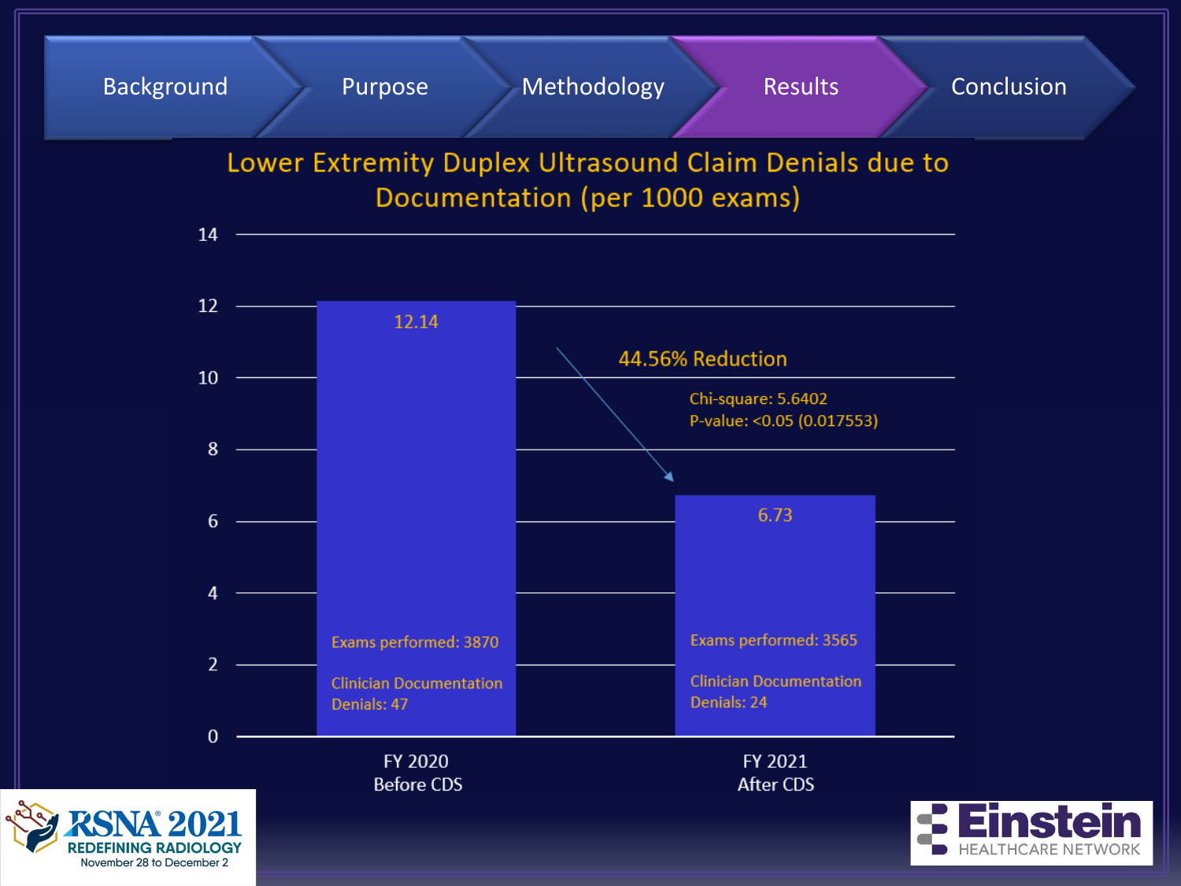Background | Purpose | Methodology | **Results** | Conclusion

## Lower Extremity Duplex Ultrasound Claim Denials due to Documentation (per 1000 exams)

| | FY 2020 Before CDS | FY 2021 After CDS |
|---|---|---|
| Denials per 1000 exams | 12.14 | 6.73 |
| Exams performed | 3870 | 3565 |
| Clinician Documentation Denials | 47 | 24 |

44.56% Reduction

Chi-square: 5.6402
P-value: <0.05 (0.017553)

RSNA® 2021 REDEFINING RADIOLOGY November 28 to December 2

Einstein HEALTHCARE NETWORK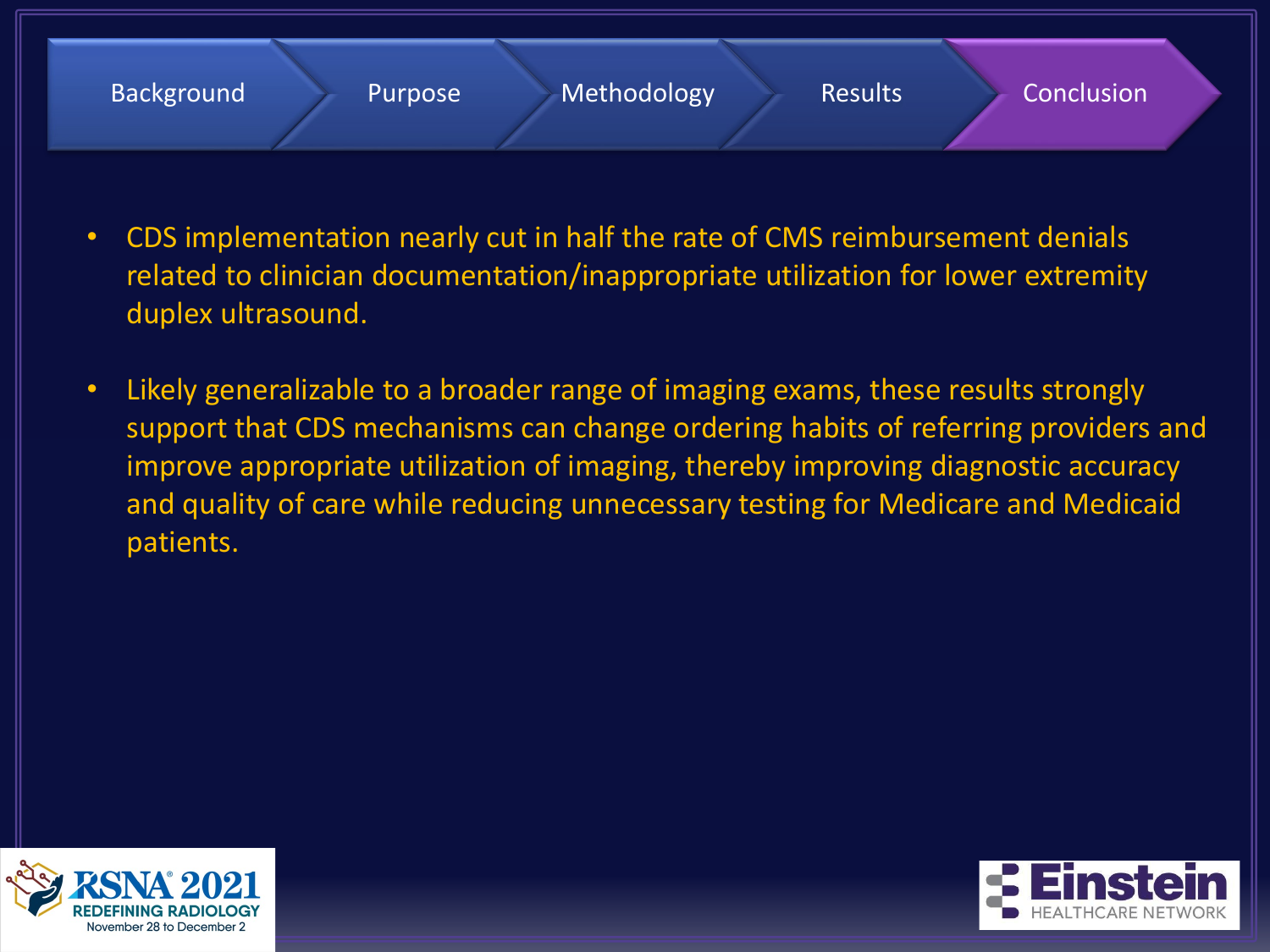Background | Purpose | Methodology | Results | **Conclusion**

- CDS implementation nearly cut in half the rate of CMS reimbursement denials related to clinician documentation/inappropriate utilization for lower extremity duplex ultrasound.
- Likely generalizable to a broader range of imaging exams, these results strongly support that CDS mechanisms can change ordering habits of referring providers and improve appropriate utilization of imaging, thereby improving diagnostic accuracy and quality of care while reducing unnecessary testing for Medicare and Medicaid patients.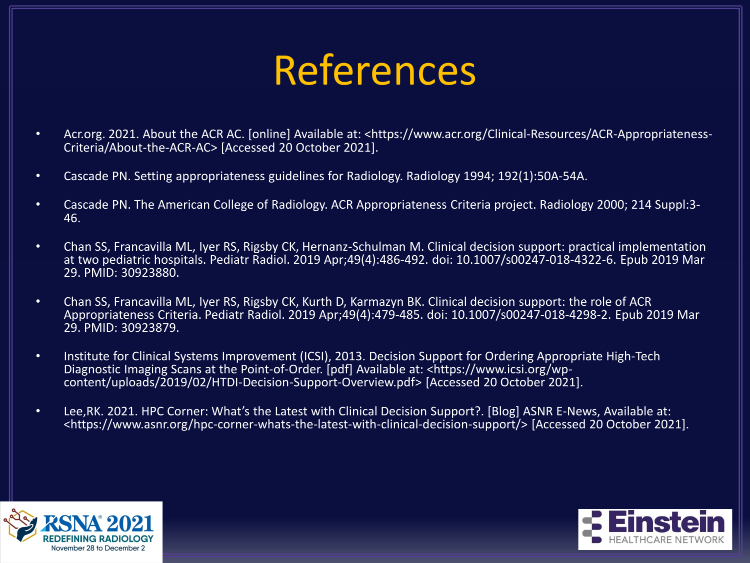# References

- Acr.org. 2021. About the ACR AC. [online] Available at: <https://www.acr.org/Clinical-Resources/ACR-Appropriateness-Criteria/About-the-ACR-AC> [Accessed 20 October 2021].
- Cascade PN. Setting appropriateness guidelines for Radiology. Radiology 1994; 192(1):50A-54A.
- Cascade PN. The American College of Radiology. ACR Appropriateness Criteria project. Radiology 2000; 214 Suppl:3-46.
- Chan SS, Francavilla ML, Iyer RS, Rigsby CK, Hernanz-Schulman M. Clinical decision support: practical implementation at two pediatric hospitals. Pediatr Radiol. 2019 Apr;49(4):486-492. doi: 10.1007/s00247-018-4322-6. Epub 2019 Mar 29. PMID: 30923880.
- Chan SS, Francavilla ML, Iyer RS, Rigsby CK, Kurth D, Karmazyn BK. Clinical decision support: the role of ACR Appropriateness Criteria. Pediatr Radiol. 2019 Apr;49(4):479-485. doi: 10.1007/s00247-018-4298-2. Epub 2019 Mar 29. PMID: 30923879.
- Institute for Clinical Systems Improvement (ICSI), 2013. Decision Support for Ordering Appropriate High-Tech Diagnostic Imaging Scans at the Point-of-Order. [pdf] Available at: <https://www.icsi.org/wp-content/uploads/2019/02/HTDI-Decision-Support-Overview.pdf> [Accessed 20 October 2021].
- Lee,RK. 2021. HPC Corner: What's the Latest with Clinical Decision Support?. [Blog] ASNR E-News, Available at: <https://www.asnr.org/hpc-corner-whats-the-latest-with-clinical-decision-support/> [Accessed 20 October 2021].